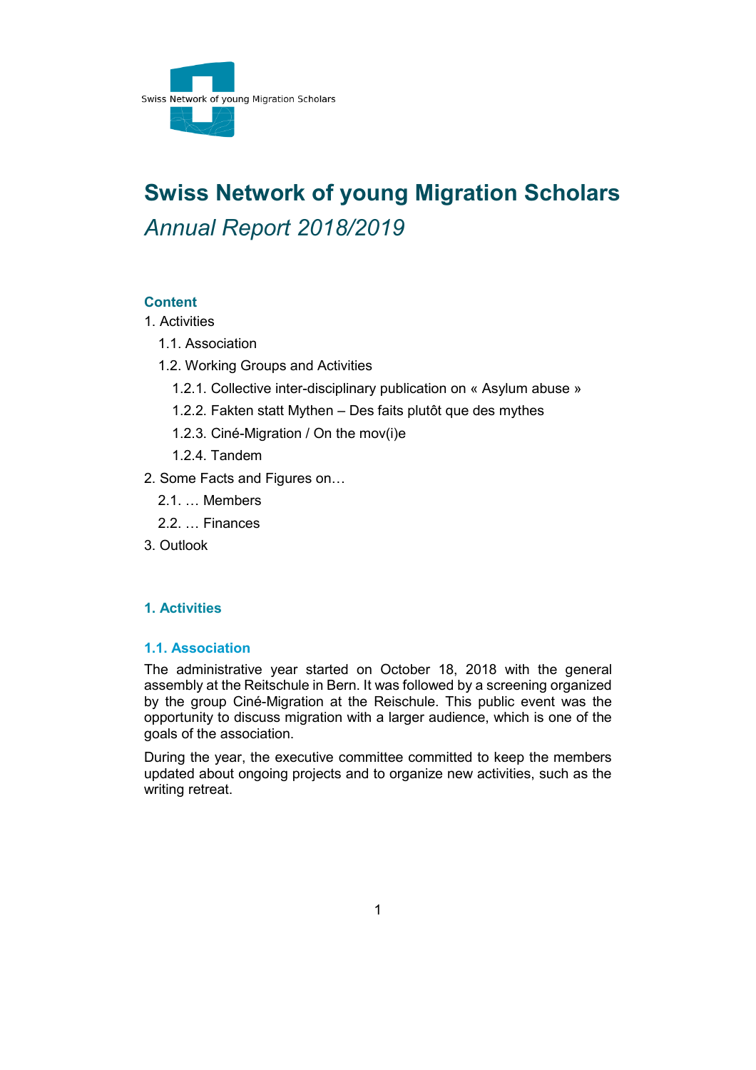Swiss Network of young Migration Scholars

# Swiss Network of young Migration Scholars

*Annual Report 2018/2019*

### Content

1. Activities
   1.1. Association
   1.2. Working Groups and Activities
      1.2.1. Collective inter-disciplinary publication on « Asylum abuse »
      1.2.2. Fakten statt Mythen – Des faits plutôt que des mythes
      1.2.3. Ciné-Migration / On the mov(i)e
      1.2.4. Tandem
2. Some Facts and Figures on…
   2.1. … Members
   2.2. … Finances
3. Outlook

## 1. Activities

### 1.1. Association

The administrative year started on October 18, 2018 with the general assembly at the Reitschule in Bern. It was followed by a screening organized by the group Ciné-Migration at the Reischule. This public event was the opportunity to discuss migration with a larger audience, which is one of the goals of the association.

During the year, the executive committee committed to keep the members updated about ongoing projects and to organize new activities, such as the writing retreat.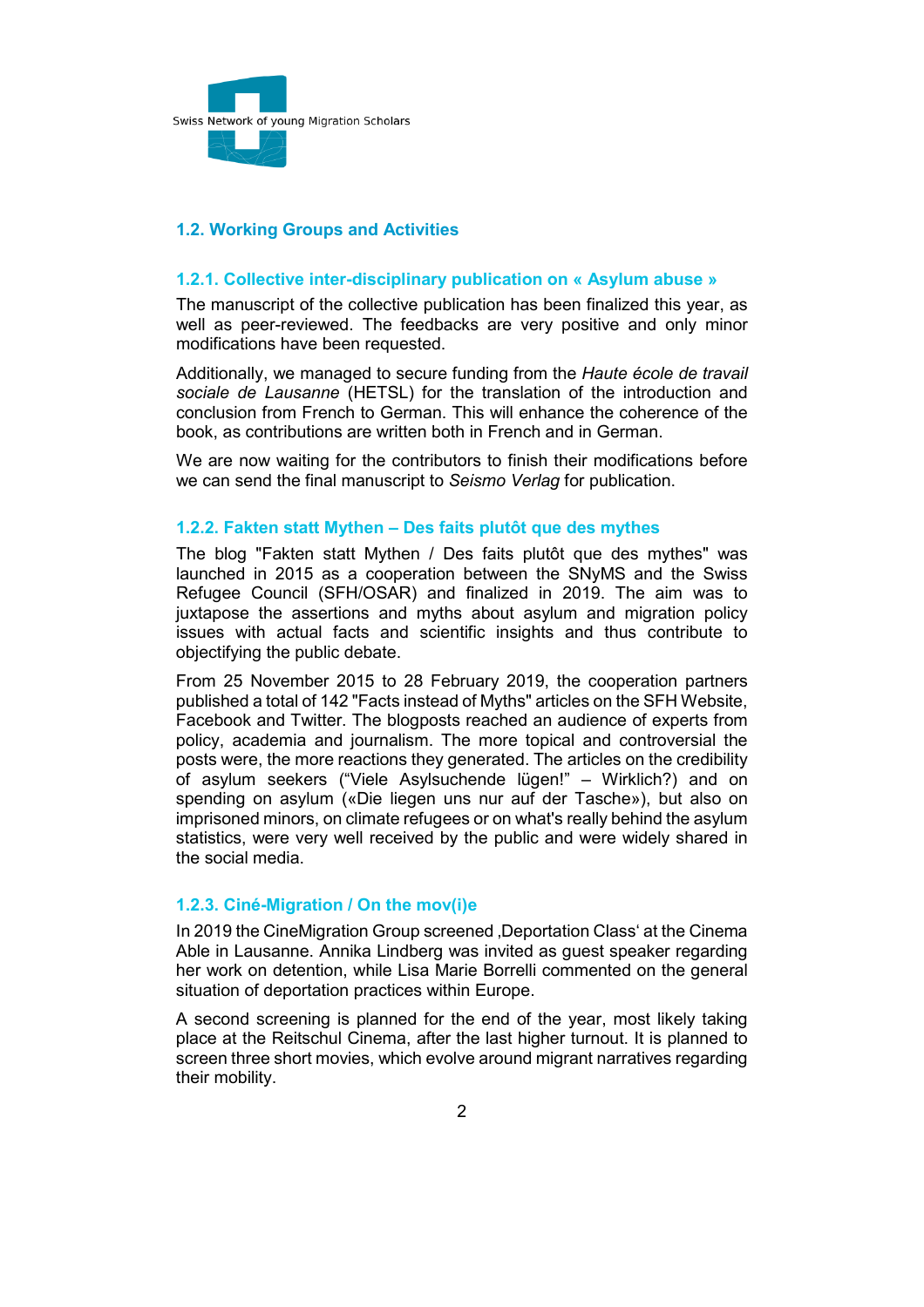## 1.2. Working Groups and Activities

### 1.2.1. Collective inter-disciplinary publication on « Asylum abuse »

The manuscript of the collective publication has been finalized this year, as well as peer-reviewed. The feedbacks are very positive and only minor modifications have been requested.

Additionally, we managed to secure funding from the *Haute école de travail sociale de Lausanne* (HETSL) for the translation of the introduction and conclusion from French to German. This will enhance the coherence of the book, as contributions are written both in French and in German.

We are now waiting for the contributors to finish their modifications before we can send the final manuscript to *Seismo Verlag* for publication.

### 1.2.2. Fakten statt Mythen – Des faits plutôt que des mythes

The blog "Fakten statt Mythen / Des faits plutôt que des mythes" was launched in 2015 as a cooperation between the SNyMS and the Swiss Refugee Council (SFH/OSAR) and finalized in 2019. The aim was to juxtapose the assertions and myths about asylum and migration policy issues with actual facts and scientific insights and thus contribute to objectifying the public debate.

From 25 November 2015 to 28 February 2019, the cooperation partners published a total of 142 "Facts instead of Myths" articles on the SFH Website, Facebook and Twitter. The blogposts reached an audience of experts from policy, academia and journalism. The more topical and controversial the posts were, the more reactions they generated. The articles on the credibility of asylum seekers ("Viele Asylsuchende lügen!" – Wirklich?) and on spending on asylum («Die liegen uns nur auf der Tasche»), but also on imprisoned minors, on climate refugees or on what's really behind the asylum statistics, were very well received by the public and were widely shared in the social media.

### 1.2.3. Ciné-Migration / On the mov(i)e

In 2019 the CineMigration Group screened ‚Deportation Class' at the Cinema Able in Lausanne. Annika Lindberg was invited as guest speaker regarding her work on detention, while Lisa Marie Borrelli commented on the general situation of deportation practices within Europe.

A second screening is planned for the end of the year, most likely taking place at the Reitschul Cinema, after the last higher turnout. It is planned to screen three short movies, which evolve around migrant narratives regarding their mobility.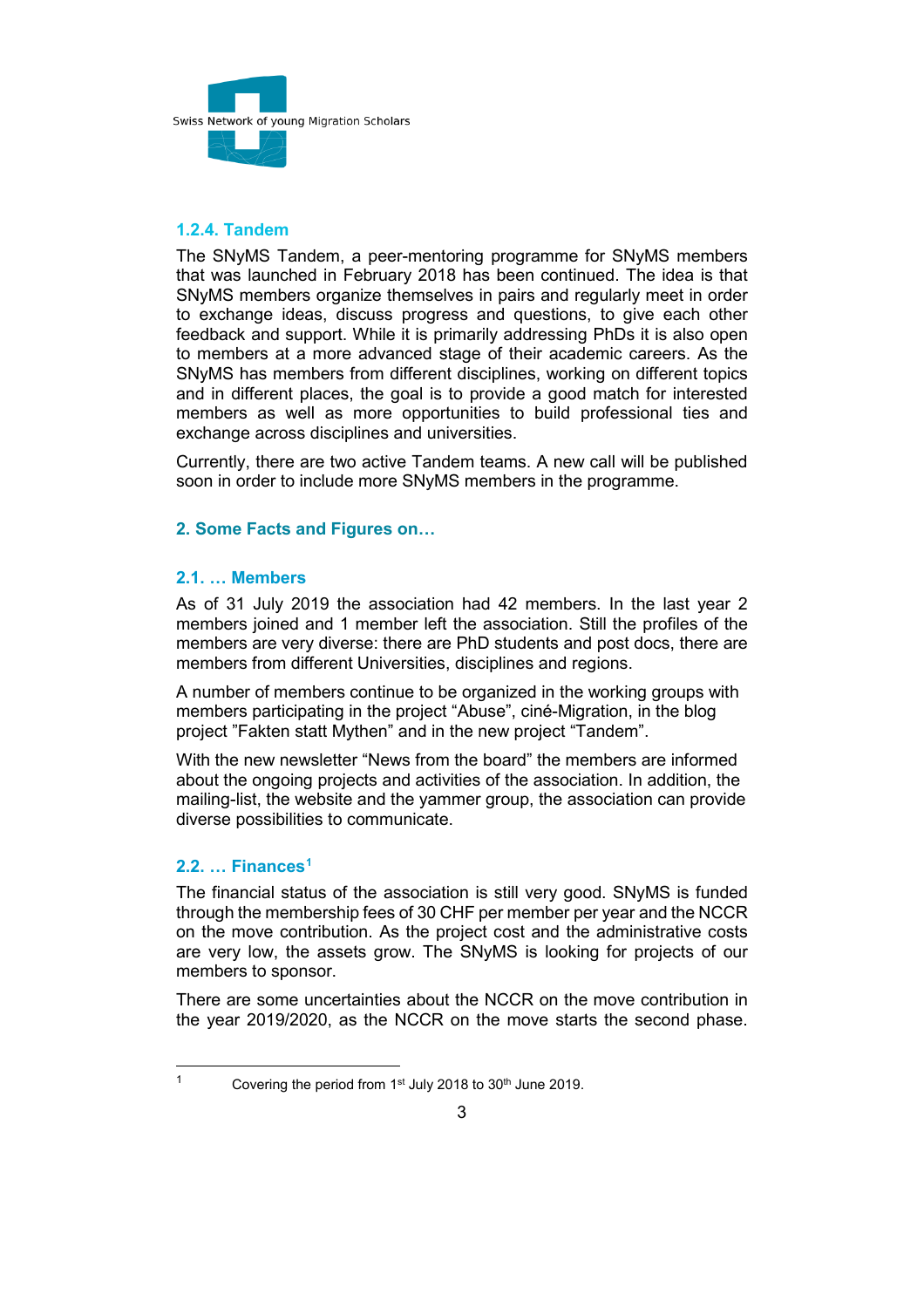### 1.2.4. Tandem

The SNyMS Tandem, a peer-mentoring programme for SNyMS members that was launched in February 2018 has been continued. The idea is that SNyMS members organize themselves in pairs and regularly meet in order to exchange ideas, discuss progress and questions, to give each other feedback and support. While it is primarily addressing PhDs it is also open to members at a more advanced stage of their academic careers. As the SNyMS has members from different disciplines, working on different topics and in different places, the goal is to provide a good match for interested members as well as more opportunities to build professional ties and exchange across disciplines and universities.

Currently, there are two active Tandem teams. A new call will be published soon in order to include more SNyMS members in the programme.

## 2. Some Facts and Figures on…

### 2.1. … Members

As of 31 July 2019 the association had 42 members. In the last year 2 members joined and 1 member left the association. Still the profiles of the members are very diverse: there are PhD students and post docs, there are members from different Universities, disciplines and regions.

A number of members continue to be organized in the working groups with members participating in the project "Abuse", ciné-Migration, in the blog project "Fakten statt Mythen" and in the new project "Tandem".

With the new newsletter "News from the board" the members are informed about the ongoing projects and activities of the association. In addition, the mailing-list, the website and the yammer group, the association can provide diverse possibilities to communicate.

### 2.2. … Finances[1]

The financial status of the association is still very good. SNyMS is funded through the membership fees of 30 CHF per member per year and the NCCR on the move contribution. As the project cost and the administrative costs are very low, the assets grow. The SNyMS is looking for projects of our members to sponsor.

There are some uncertainties about the NCCR on the move contribution in the year 2019/2020, as the NCCR on the move starts the second phase.

[1] Covering the period from 1st July 2018 to 30th June 2019.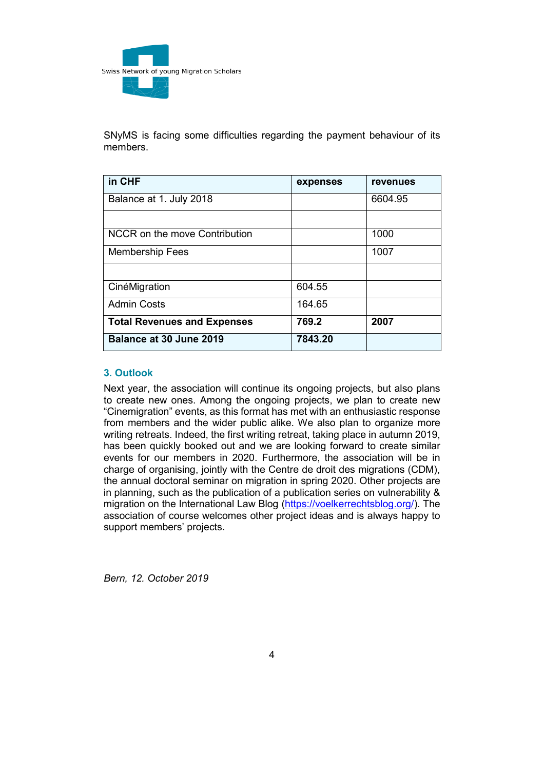SNyMS is facing some difficulties regarding the payment behaviour of its members.

| in CHF | expenses | revenues |
|---|---|---|
| Balance at 1. July 2018 | | 6604.95 |
| | | |
| NCCR on the move Contribution | | 1000 |
| Membership Fees | | 1007 |
| | | |
| CinéMigration | 604.55 | |
| Admin Costs | 164.65 | |
| **Total Revenues and Expenses** | **769.2** | **2007** |
| **Balance at 30 June 2019** | **7843.20** | |

### 3. Outlook

Next year, the association will continue its ongoing projects, but also plans to create new ones. Among the ongoing projects, we plan to create new "Cinemigration" events, as this format has met with an enthusiastic response from members and the wider public alike. We also plan to organize more writing retreats. Indeed, the first writing retreat, taking place in autumn 2019, has been quickly booked out and we are looking forward to create similar events for our members in 2020. Furthermore, the association will be in charge of organising, jointly with the Centre de droit des migrations (CDM), the annual doctoral seminar on migration in spring 2020. Other projects are in planning, such as the publication of a publication series on vulnerability & migration on the International Law Blog (https://voelkerrechtsblog.org/). The association of course welcomes other project ideas and is always happy to support members' projects.

*Bern, 12. October 2019*